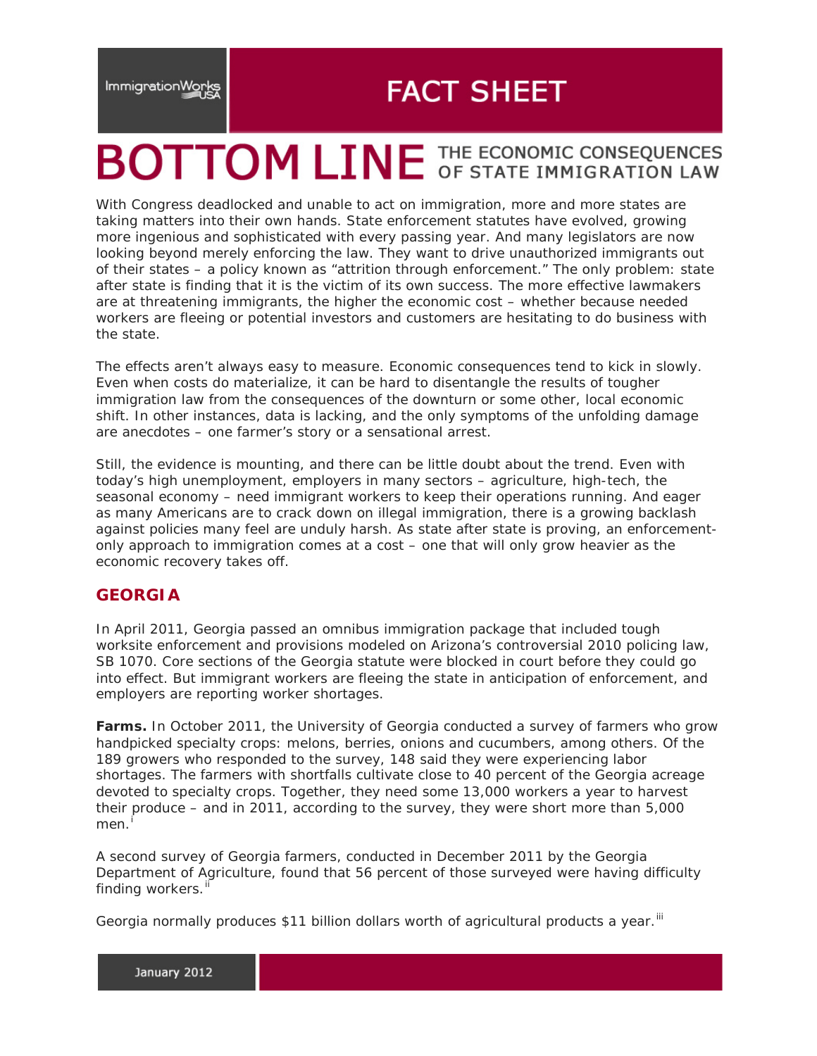ImmigrationWorks USA

# FACT SHEET

# BOTTOM LINE THE ECONOMIC CONSEQUENCES OF STATE IMMIGRATION LAW

With Congress deadlocked and unable to act on immigration, more and more states are taking matters into their own hands. State enforcement statutes have evolved, growing more ingenious and sophisticated with every passing year. And many legislators are now looking beyond merely enforcing the law. They want to drive unauthorized immigrants out of their states – a policy known as "attrition through enforcement." The only problem: state after state is finding that it is the victim of its own success. The more effective lawmakers are at threatening immigrants, the higher the economic cost – whether because needed workers are fleeing or potential investors and customers are hesitating to do business with the state.

The effects aren't always easy to measure. Economic consequences tend to kick in slowly. Even when costs do materialize, it can be hard to disentangle the results of tougher immigration law from the consequences of the downturn or some other, local economic shift. In other instances, data is lacking, and the only symptoms of the unfolding damage are anecdotes – one farmer's story or a sensational arrest.

Still, the evidence is mounting, and there can be little doubt about the trend. Even with today's high unemployment, employers in many sectors – agriculture, high-tech, the seasonal economy – need immigrant workers to keep their operations running. And eager as many Americans are to crack down on illegal immigration, there is a growing backlash against policies many feel are unduly harsh. As state after state is proving, an enforcement-only approach to immigration comes at a cost – one that will only grow heavier as the economic recovery takes off.

## GEORGIA

In April 2011, Georgia passed an omnibus immigration package that included tough worksite enforcement and provisions modeled on Arizona's controversial 2010 policing law, SB 1070. Core sections of the Georgia statute were blocked in court before they could go into effect. But immigrant workers are fleeing the state in anticipation of enforcement, and employers are reporting worker shortages.

**Farms.** In October 2011, the University of Georgia conducted a survey of farmers who grow handpicked specialty crops: melons, berries, onions and cucumbers, among others. Of the 189 growers who responded to the survey, 148 said they were experiencing labor shortages. The farmers with shortfalls cultivate close to 40 percent of the Georgia acreage devoted to specialty crops. Together, they need some 13,000 workers a year to harvest their produce – and in 2011, according to the survey, they were short more than 5,000 men.[i]

A second survey of Georgia farmers, conducted in December 2011 by the Georgia Department of Agriculture, found that 56 percent of those surveyed were having difficulty finding workers.[ii]

Georgia normally produces $11 billion dollars worth of agricultural products a year.[iii]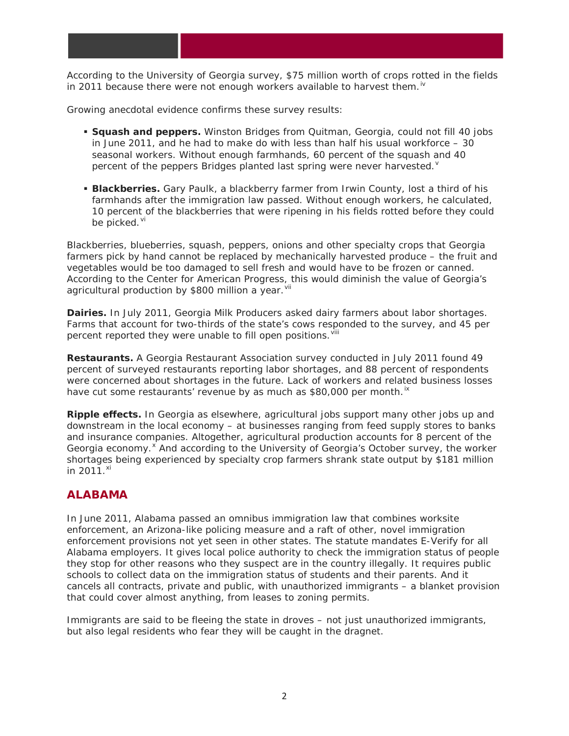According to the University of Georgia survey, $75 million worth of crops rotted in the fields in 2011 because there were not enough workers available to harvest them.[iv]

Growing anecdotal evidence confirms these survey results:

- **Squash and peppers.** Winston Bridges from Quitman, Georgia, could not fill 40 jobs in June 2011, and he had to make do with less than half his usual workforce – 30 seasonal workers. Without enough farmhands, 60 percent of the squash and 40 percent of the peppers Bridges planted last spring were never harvested.[v]
- **Blackberries.** Gary Paulk, a blackberry farmer from Irwin County, lost a third of his farmhands after the immigration law passed. Without enough workers, he calculated, 10 percent of the blackberries that were ripening in his fields rotted before they could be picked.[vi]

Blackberries, blueberries, squash, peppers, onions and other specialty crops that Georgia farmers pick by hand cannot be replaced by mechanically harvested produce – the fruit and vegetables would be too damaged to sell fresh and would have to be frozen or canned. According to the Center for American Progress, this would diminish the value of Georgia's agricultural production by $800 million a year.[vii]

**Dairies.** In July 2011, Georgia Milk Producers asked dairy farmers about labor shortages. Farms that account for two-thirds of the state's cows responded to the survey, and 45 per percent reported they were unable to fill open positions.[viii]

**Restaurants.** A Georgia Restaurant Association survey conducted in July 2011 found 49 percent of surveyed restaurants reporting labor shortages, and 88 percent of respondents were concerned about shortages in the future. Lack of workers and related business losses have cut some restaurants' revenue by as much as $80,000 per month.[ix]

**Ripple effects.** In Georgia as elsewhere, agricultural jobs support many other jobs up and downstream in the local economy – at businesses ranging from feed supply stores to banks and insurance companies. Altogether, agricultural production accounts for 8 percent of the Georgia economy.[x] And according to the University of Georgia's October survey, the worker shortages being experienced by specialty crop farmers shrank state output by $181 million in 2011.[xi]

## ALABAMA

In June 2011, Alabama passed an omnibus immigration law that combines worksite enforcement, an Arizona-like policing measure and a raft of other, novel immigration enforcement provisions not yet seen in other states. The statute mandates E-Verify for all Alabama employers. It gives local police authority to check the immigration status of people they stop for other reasons who they suspect are in the country illegally. It requires public schools to collect data on the immigration status of students and their parents. And it cancels all contracts, private and public, with unauthorized immigrants – a blanket provision that could cover almost anything, from leases to zoning permits.

Immigrants are said to be fleeing the state in droves – not just unauthorized immigrants, but also legal residents who fear they will be caught in the dragnet.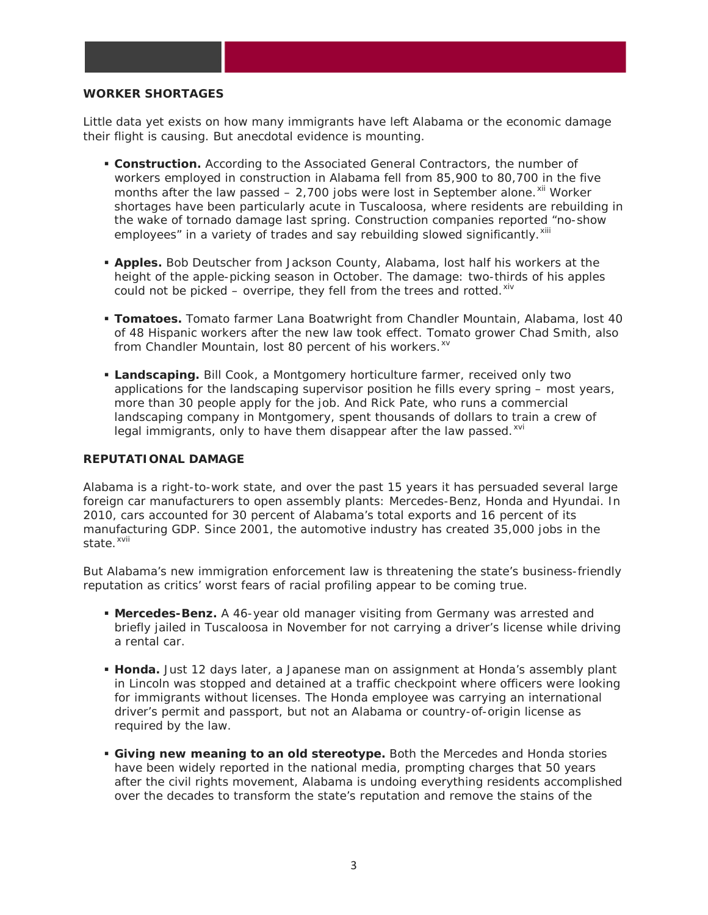## WORKER SHORTAGES

Little data yet exists on how many immigrants have left Alabama or the economic damage their flight is causing. But anecdotal evidence is mounting.

- **Construction.** According to the Associated General Contractors, the number of workers employed in construction in Alabama fell from 85,900 to 80,700 in the five months after the law passed – 2,700 jobs were lost in September alone.[xii] Worker shortages have been particularly acute in Tuscaloosa, where residents are rebuilding in the wake of tornado damage last spring. Construction companies reported "no-show employees" in a variety of trades and say rebuilding slowed significantly.[xiii]

- **Apples.** Bob Deutscher from Jackson County, Alabama, lost half his workers at the height of the apple-picking season in October. The damage: two-thirds of his apples could not be picked – overripe, they fell from the trees and rotted.[xiv]

- **Tomatoes.** Tomato farmer Lana Boatwright from Chandler Mountain, Alabama, lost 40 of 48 Hispanic workers after the new law took effect. Tomato grower Chad Smith, also from Chandler Mountain, lost 80 percent of his workers.[xv]

- **Landscaping.** Bill Cook, a Montgomery horticulture farmer, received only two applications for the landscaping supervisor position he fills every spring – most years, more than 30 people apply for the job. And Rick Pate, who runs a commercial landscaping company in Montgomery, spent thousands of dollars to train a crew of legal immigrants, only to have them disappear after the law passed.[xvi]

## REPUTATIONAL DAMAGE

Alabama is a right-to-work state, and over the past 15 years it has persuaded several large foreign car manufacturers to open assembly plants: Mercedes-Benz, Honda and Hyundai. In 2010, cars accounted for 30 percent of Alabama's total exports and 16 percent of its manufacturing GDP. Since 2001, the automotive industry has created 35,000 jobs in the state.[xvii]

But Alabama's new immigration enforcement law is threatening the state's business-friendly reputation as critics' worst fears of racial profiling appear to be coming true.

- **Mercedes-Benz.** A 46-year old manager visiting from Germany was arrested and briefly jailed in Tuscaloosa in November for not carrying a driver's license while driving a rental car.

- **Honda.** Just 12 days later, a Japanese man on assignment at Honda's assembly plant in Lincoln was stopped and detained at a traffic checkpoint where officers were looking for immigrants without licenses. The Honda employee was carrying an international driver's permit and passport, but not an Alabama or country-of-origin license as required by the law.

- **Giving new meaning to an old stereotype.** Both the Mercedes and Honda stories have been widely reported in the national media, prompting charges that 50 years after the civil rights movement, Alabama is undoing everything residents accomplished over the decades to transform the state's reputation and remove the stains of the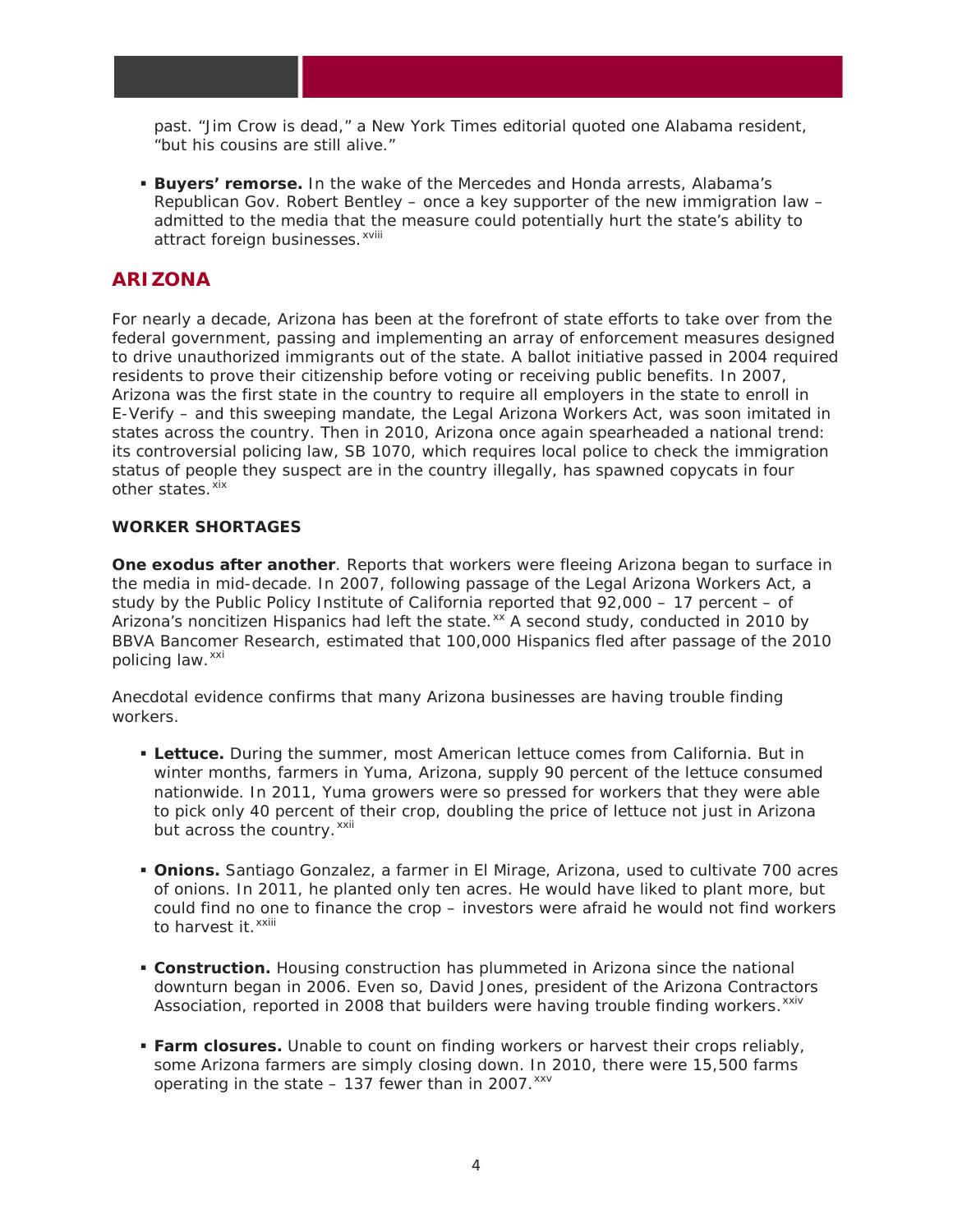past. "Jim Crow is dead," a New York Times editorial quoted one Alabama resident, "but his cousins are still alive."

- **Buyers' remorse.** In the wake of the Mercedes and Honda arrests, Alabama's Republican Gov. Robert Bentley – once a key supporter of the new immigration law – admitted to the media that the measure could potentially hurt the state's ability to attract foreign businesses.[xviii]

## ARIZONA

For nearly a decade, Arizona has been at the forefront of state efforts to take over from the federal government, passing and implementing an array of enforcement measures designed to drive unauthorized immigrants out of the state. A ballot initiative passed in 2004 required residents to prove their citizenship before voting or receiving public benefits. In 2007, Arizona was the first state in the country to require all employers in the state to enroll in E-Verify – and this sweeping mandate, the Legal Arizona Workers Act, was soon imitated in states across the country. Then in 2010, Arizona once again spearheaded a national trend: its controversial policing law, SB 1070, which requires local police to check the immigration status of people they suspect are in the country illegally, has spawned copycats in four other states.[xix]

### WORKER SHORTAGES

**One exodus after another**. Reports that workers were fleeing Arizona began to surface in the media in mid-decade. In 2007, following passage of the Legal Arizona Workers Act, a study by the Public Policy Institute of California reported that 92,000 – 17 percent – of Arizona's noncitizen Hispanics had left the state.[xx] A second study, conducted in 2010 by BBVA Bancomer Research, estimated that 100,000 Hispanics fled after passage of the 2010 policing law.[xxi]

Anecdotal evidence confirms that many Arizona businesses are having trouble finding workers.

- **Lettuce.** During the summer, most American lettuce comes from California. But in winter months, farmers in Yuma, Arizona, supply 90 percent of the lettuce consumed nationwide. In 2011, Yuma growers were so pressed for workers that they were able to pick only 40 percent of their crop, doubling the price of lettuce not just in Arizona but across the country.[xxii]

- **Onions.** Santiago Gonzalez, a farmer in El Mirage, Arizona, used to cultivate 700 acres of onions. In 2011, he planted only ten acres. He would have liked to plant more, but could find no one to finance the crop – investors were afraid he would not find workers to harvest it.[xxiii]

- **Construction.** Housing construction has plummeted in Arizona since the national downturn began in 2006. Even so, David Jones, president of the Arizona Contractors Association, reported in 2008 that builders were having trouble finding workers.[xxiv]

- **Farm closures.** Unable to count on finding workers or harvest their crops reliably, some Arizona farmers are simply closing down. In 2010, there were 15,500 farms operating in the state – 137 fewer than in 2007.[xxv]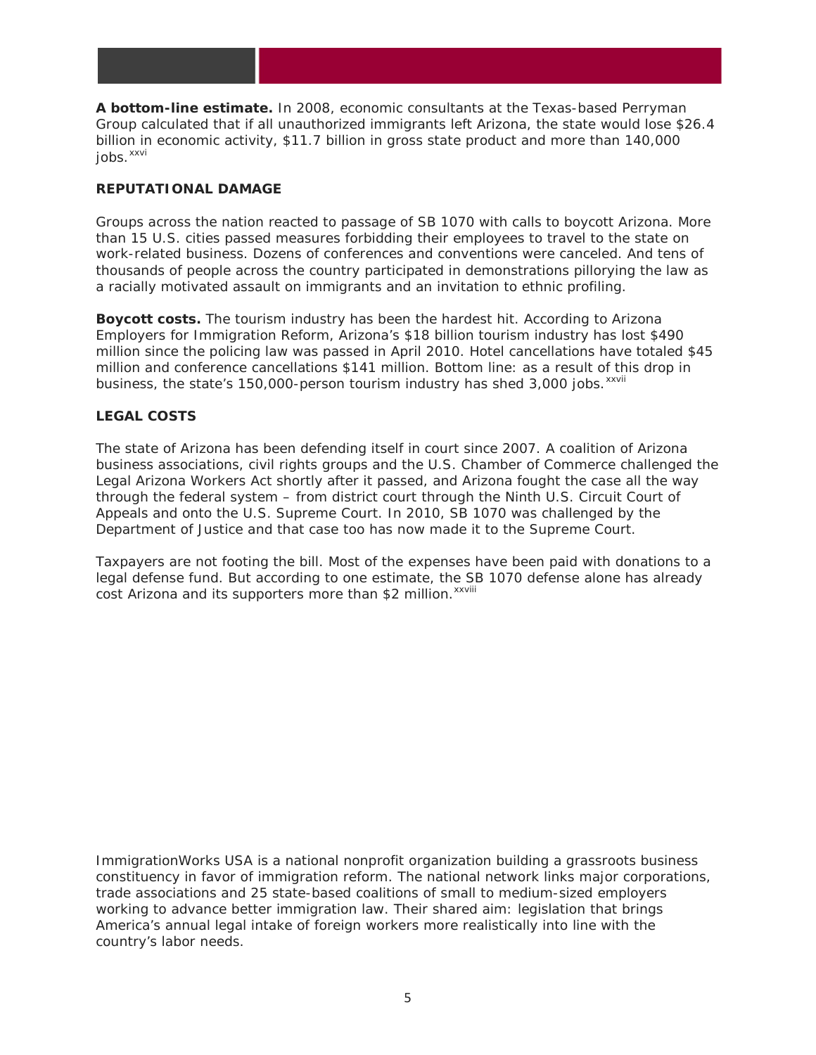**A bottom-line estimate.** In 2008, economic consultants at the Texas-based Perryman Group calculated that if all unauthorized immigrants left Arizona, the state would lose $26.4 billion in economic activity, $11.7 billion in gross state product and more than 140,000 jobs.[xxvi]

### REPUTATIONAL DAMAGE

Groups across the nation reacted to passage of SB 1070 with calls to boycott Arizona. More than 15 U.S. cities passed measures forbidding their employees to travel to the state on work-related business. Dozens of conferences and conventions were canceled. And tens of thousands of people across the country participated in demonstrations pillorying the law as a racially motivated assault on immigrants and an invitation to ethnic profiling.

**Boycott costs.** The tourism industry has been the hardest hit. According to Arizona Employers for Immigration Reform, Arizona's $18 billion tourism industry has lost $490 million since the policing law was passed in April 2010. Hotel cancellations have totaled $45 million and conference cancellations $141 million. Bottom line: as a result of this drop in business, the state's 150,000-person tourism industry has shed 3,000 jobs.[xxvii]

### LEGAL COSTS

The state of Arizona has been defending itself in court since 2007. A coalition of Arizona business associations, civil rights groups and the U.S. Chamber of Commerce challenged the Legal Arizona Workers Act shortly after it passed, and Arizona fought the case all the way through the federal system – from district court through the Ninth U.S. Circuit Court of Appeals and onto the U.S. Supreme Court. In 2010, SB 1070 was challenged by the Department of Justice and that case too has now made it to the Supreme Court.

Taxpayers are not footing the bill. Most of the expenses have been paid with donations to a legal defense fund. But according to one estimate, the SB 1070 defense alone has already cost Arizona and its supporters more than $2 million.[xxviii]

ImmigrationWorks USA is a national nonprofit organization building a grassroots business constituency in favor of immigration reform. The national network links major corporations, trade associations and 25 state-based coalitions of small to medium-sized employers working to advance better immigration law. Their shared aim: legislation that brings America's annual legal intake of foreign workers more realistically into line with the country's labor needs.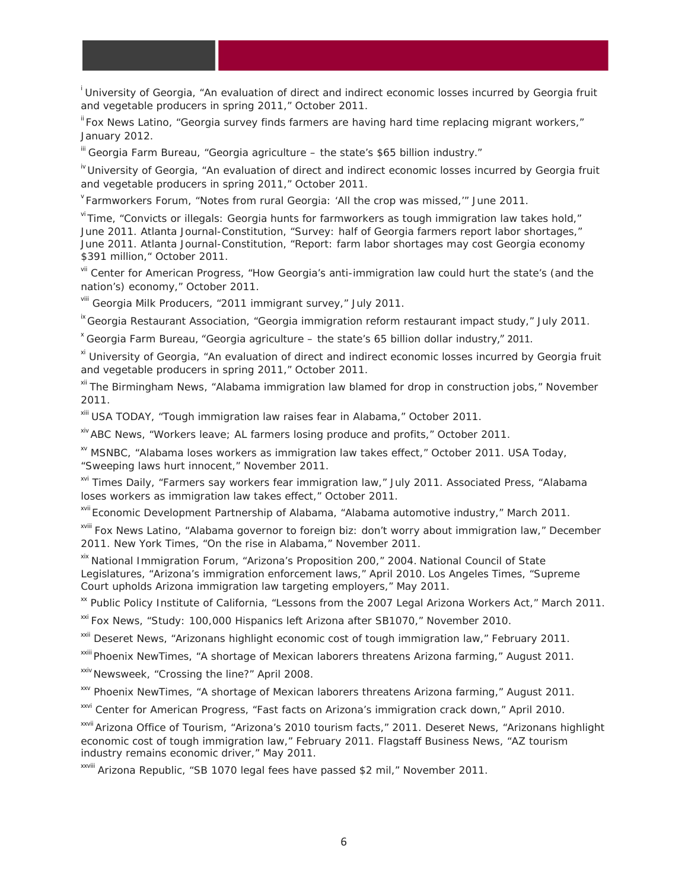[i] University of Georgia, "An evaluation of direct and indirect economic losses incurred by Georgia fruit and vegetable producers in spring 2011," October 2011.

[ii] Fox News Latino, "Georgia survey finds farmers are having hard time replacing migrant workers," January 2012.

[iii] Georgia Farm Bureau, "Georgia agriculture – the state's $65 billion industry."

[iv] University of Georgia, "An evaluation of direct and indirect economic losses incurred by Georgia fruit and vegetable producers in spring 2011," October 2011.

[v] Farmworkers Forum, "Notes from rural Georgia: 'All the crop was missed,'" June 2011.

[vi] Time, "Convicts or illegals: Georgia hunts for farmworkers as tough immigration law takes hold," June 2011. Atlanta Journal-Constitution, "Survey: half of Georgia farmers report labor shortages," June 2011. Atlanta Journal-Constitution, "Report: farm labor shortages may cost Georgia economy $391 million," October 2011.

[vii] Center for American Progress, "How Georgia's anti-immigration law could hurt the state's (and the nation's) economy," October 2011.

[viii] Georgia Milk Producers, "2011 immigrant survey," July 2011.

[ix] Georgia Restaurant Association, "Georgia immigration reform restaurant impact study," July 2011.

[x] Georgia Farm Bureau, "Georgia agriculture – the state's 65 billion dollar industry," 2011.

[xi] University of Georgia, "An evaluation of direct and indirect economic losses incurred by Georgia fruit and vegetable producers in spring 2011," October 2011.

[xii] The Birmingham News, "Alabama immigration law blamed for drop in construction jobs," November 2011.

[xiii] USA TODAY, "Tough immigration law raises fear in Alabama," October 2011.

[xiv] ABC News, "Workers leave; AL farmers losing produce and profits," October 2011.

[xv] MSNBC, "Alabama loses workers as immigration law takes effect," October 2011. USA Today, "Sweeping laws hurt innocent," November 2011.

[xvi] Times Daily, "Farmers say workers fear immigration law," July 2011. Associated Press, "Alabama loses workers as immigration law takes effect," October 2011.

[xvii] Economic Development Partnership of Alabama, "Alabama automotive industry," March 2011.

[xviii] Fox News Latino, "Alabama governor to foreign biz: don't worry about immigration law," December 2011. New York Times, "On the rise in Alabama," November 2011.

[xix] National Immigration Forum, "Arizona's Proposition 200," 2004. National Council of State Legislatures, "Arizona's immigration enforcement laws," April 2010. Los Angeles Times, "Supreme Court upholds Arizona immigration law targeting employers," May 2011.

[xx] Public Policy Institute of California, "Lessons from the 2007 Legal Arizona Workers Act," March 2011.

[xxi] Fox News, "Study: 100,000 Hispanics left Arizona after SB1070," November 2010.

[xxii] Deseret News, "Arizonans highlight economic cost of tough immigration law," February 2011.

[xxiii] Phoenix NewTimes, "A shortage of Mexican laborers threatens Arizona farming," August 2011.

[xxiv] Newsweek, "Crossing the line?" April 2008.

[xxv] Phoenix NewTimes, "A shortage of Mexican laborers threatens Arizona farming," August 2011.

[xxvi] Center for American Progress, "Fast facts on Arizona's immigration crack down," April 2010.

[xxvii] Arizona Office of Tourism, "Arizona's 2010 tourism facts," 2011. Deseret News, "Arizonans highlight economic cost of tough immigration law," February 2011. Flagstaff Business News, "AZ tourism industry remains economic driver," May 2011.

[xxviii] Arizona Republic, "SB 1070 legal fees have passed $2 mil," November 2011.